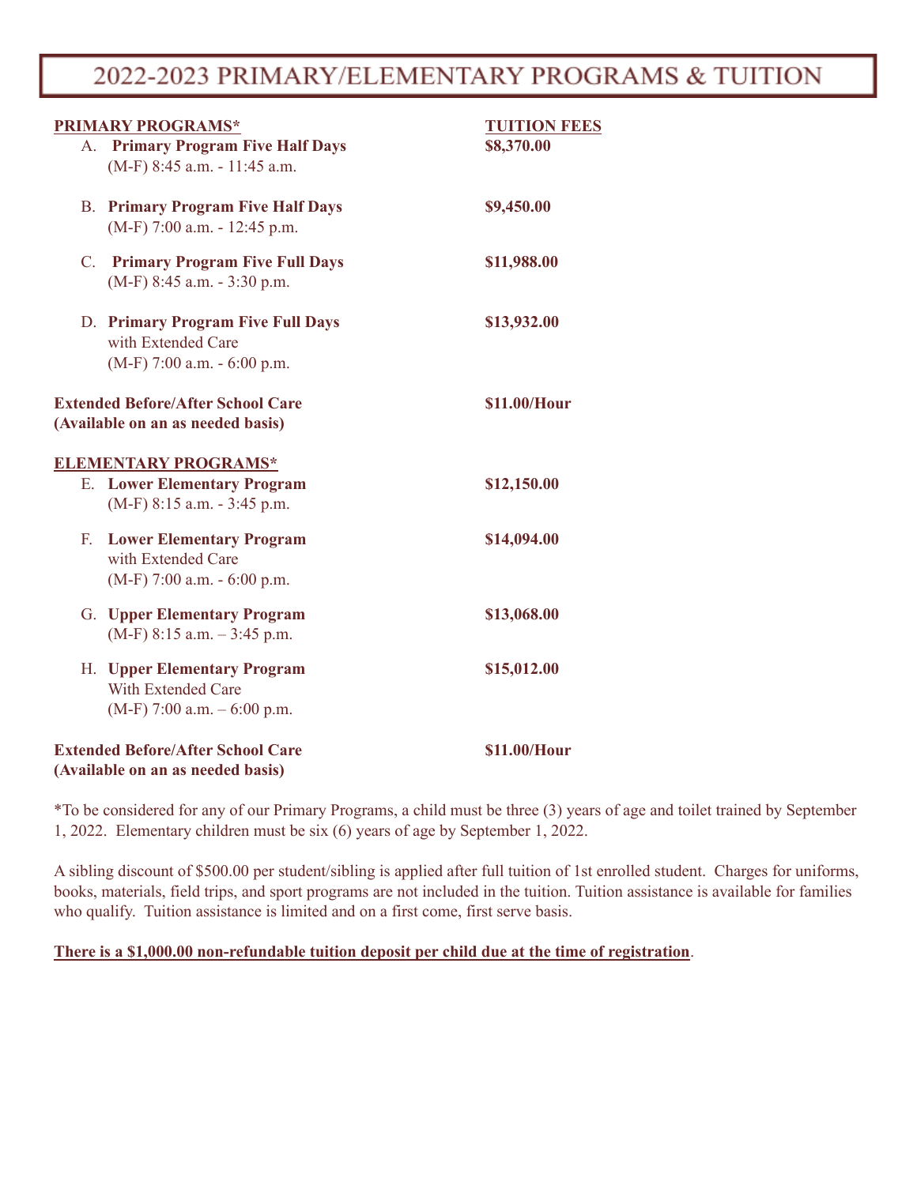# 2022-2023 PRIMARY/ELEMENTARY PROGRAMS & TUITION

| PRIMARY PROGRAMS* | TUITION FEES |
|---|---|
| A. **Primary Program Five Half Days** (M-F) 8:45 a.m. - 11:45 a.m. | **$8,370.00** |
| B. **Primary Program Five Half Days** (M-F) 7:00 a.m. - 12:45 p.m. | **$9,450.00** |
| C. **Primary Program Five Full Days** (M-F) 8:45 a.m. - 3:30 p.m. | **$11,988.00** |
| D. **Primary Program Five Full Days** with Extended Care (M-F) 7:00 a.m. - 6:00 p.m. | **$13,932.00** |
| **Extended Before/After School Care (Available on an as needed basis)** | **$11.00/Hour** |
| **ELEMENTARY PROGRAMS*** | |
| E. **Lower Elementary Program** (M-F) 8:15 a.m. - 3:45 p.m. | **$12,150.00** |
| F. **Lower Elementary Program** with Extended Care (M-F) 7:00 a.m. - 6:00 p.m. | **$14,094.00** |
| G. **Upper Elementary Program** (M-F) 8:15 a.m. – 3:45 p.m. | **$13,068.00** |
| H. **Upper Elementary Program** With Extended Care (M-F) 7:00 a.m. – 6:00 p.m. | **$15,012.00** |
| **Extended Before/After School Care (Available on an as needed basis)** | **$11.00/Hour** |

*To be considered for any of our Primary Programs, a child must be three (3) years of age and toilet trained by September 1, 2022. Elementary children must be six (6) years of age by September 1, 2022.

A sibling discount of $500.00 per student/sibling is applied after full tuition of 1st enrolled student. Charges for uniforms, books, materials, field trips, and sport programs are not included in the tuition. Tuition assistance is available for families who qualify. Tuition assistance is limited and on a first come, first serve basis.

**There is a $1,000.00 non-refundable tuition deposit per child due at the time of registration**.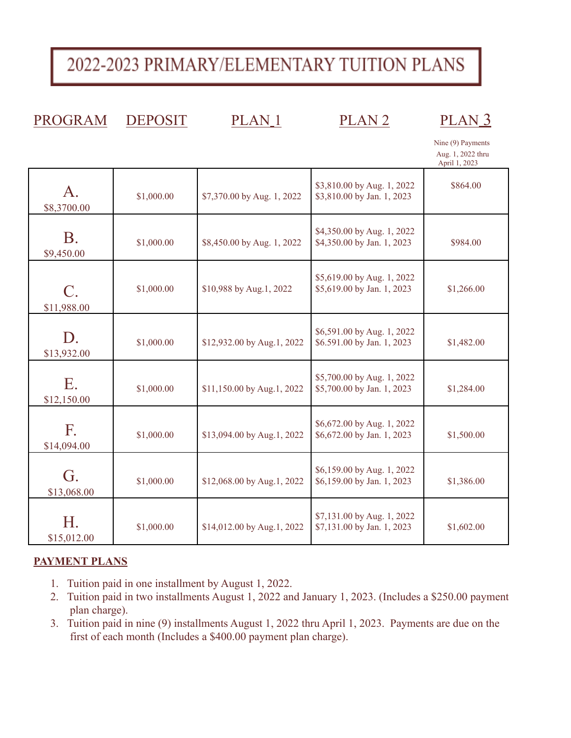# 2022-2023 PRIMARY/ELEMENTARY TUITION PLANS

| PROGRAM | DEPOSIT | PLAN 1 | PLAN 2 | PLAN 3<br>Nine (9) Payments<br>Aug. 1, 2022 thru<br>April 1, 2023 |
|---|---|---|---|---|
| A.<br>$8,3700.00 | $1,000.00 | $7,370.00 by Aug. 1, 2022 | $3,810.00 by Aug. 1, 2022<br>$3,810.00 by Jan. 1, 2023 | $864.00 |
| B.<br>$9,450.00 | $1,000.00 | $8,450.00 by Aug. 1, 2022 | $4,350.00 by Aug. 1, 2022<br>$4,350.00 by Jan. 1, 2023 | $984.00 |
| C.<br>$11,988.00 | $1,000.00 | $10,988 by Aug.1, 2022 | $5,619.00 by Aug. 1, 2022<br>$5,619.00 by Jan. 1, 2023 | $1,266.00 |
| D.<br>$13,932.00 | $1,000.00 | $12,932.00 by Aug.1, 2022 | $6,591.00 by Aug. 1, 2022<br>$6.591.00 by Jan. 1, 2023 | $1,482.00 |
| E.<br>$12,150.00 | $1,000.00 | $11,150.00 by Aug.1, 2022 | $5,700.00 by Aug. 1, 2022<br>$5,700.00 by Jan. 1, 2023 | $1,284.00 |
| F.<br>$14,094.00 | $1,000.00 | $13,094.00 by Aug.1, 2022 | $6,672.00 by Aug. 1, 2022<br>$6,672.00 by Jan. 1, 2023 | $1,500.00 |
| G.<br>$13,068.00 | $1,000.00 | $12,068.00 by Aug.1, 2022 | $6,159.00 by Aug. 1, 2022<br>$6,159.00 by Jan. 1, 2023 | $1,386.00 |
| H.<br>$15,012.00 | $1,000.00 | $14,012.00 by Aug.1, 2022 | $7,131.00 by Aug. 1, 2022<br>$7,131.00 by Jan. 1, 2023 | $1,602.00 |

**PAYMENT PLANS**

1. Tuition paid in one installment by August 1, 2022.
2. Tuition paid in two installments August 1, 2022 and January 1, 2023. (Includes a $250.00 payment plan charge).
3. Tuition paid in nine (9) installments August 1, 2022 thru April 1, 2023. Payments are due on the first of each month (Includes a $400.00 payment plan charge).